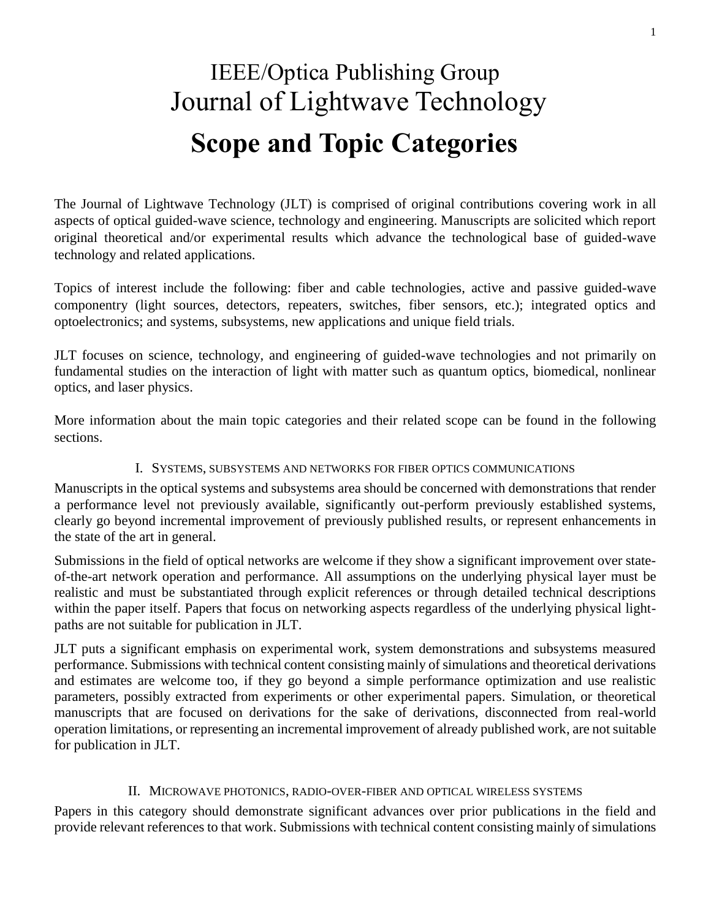# IEEE/Optica Publishing Group
# Journal of Lightwave Technology
# **Scope and Topic Categories**

The Journal of Lightwave Technology (JLT) is comprised of original contributions covering work in all aspects of optical guided-wave science, technology and engineering. Manuscripts are solicited which report original theoretical and/or experimental results which advance the technological base of guided-wave technology and related applications.

Topics of interest include the following: fiber and cable technologies, active and passive guided-wave componentry (light sources, detectors, repeaters, switches, fiber sensors, etc.); integrated optics and optoelectronics; and systems, subsystems, new applications and unique field trials.

JLT focuses on science, technology, and engineering of guided-wave technologies and not primarily on fundamental studies on the interaction of light with matter such as quantum optics, biomedical, nonlinear optics, and laser physics.

More information about the main topic categories and their related scope can be found in the following sections.

## I. Systems, subsystems and networks for fiber optics communications

Manuscripts in the optical systems and subsystems area should be concerned with demonstrations that render a performance level not previously available, significantly out-perform previously established systems, clearly go beyond incremental improvement of previously published results, or represent enhancements in the state of the art in general.

Submissions in the field of optical networks are welcome if they show a significant improvement over state-of-the-art network operation and performance. All assumptions on the underlying physical layer must be realistic and must be substantiated through explicit references or through detailed technical descriptions within the paper itself. Papers that focus on networking aspects regardless of the underlying physical light-paths are not suitable for publication in JLT.

JLT puts a significant emphasis on experimental work, system demonstrations and subsystems measured performance. Submissions with technical content consisting mainly of simulations and theoretical derivations and estimates are welcome too, if they go beyond a simple performance optimization and use realistic parameters, possibly extracted from experiments or other experimental papers. Simulation, or theoretical manuscripts that are focused on derivations for the sake of derivations, disconnected from real-world operation limitations, or representing an incremental improvement of already published work, are not suitable for publication in JLT.

## II. Microwave photonics, radio-over-fiber and optical wireless systems

Papers in this category should demonstrate significant advances over prior publications in the field and provide relevant references to that work. Submissions with technical content consisting mainly of simulations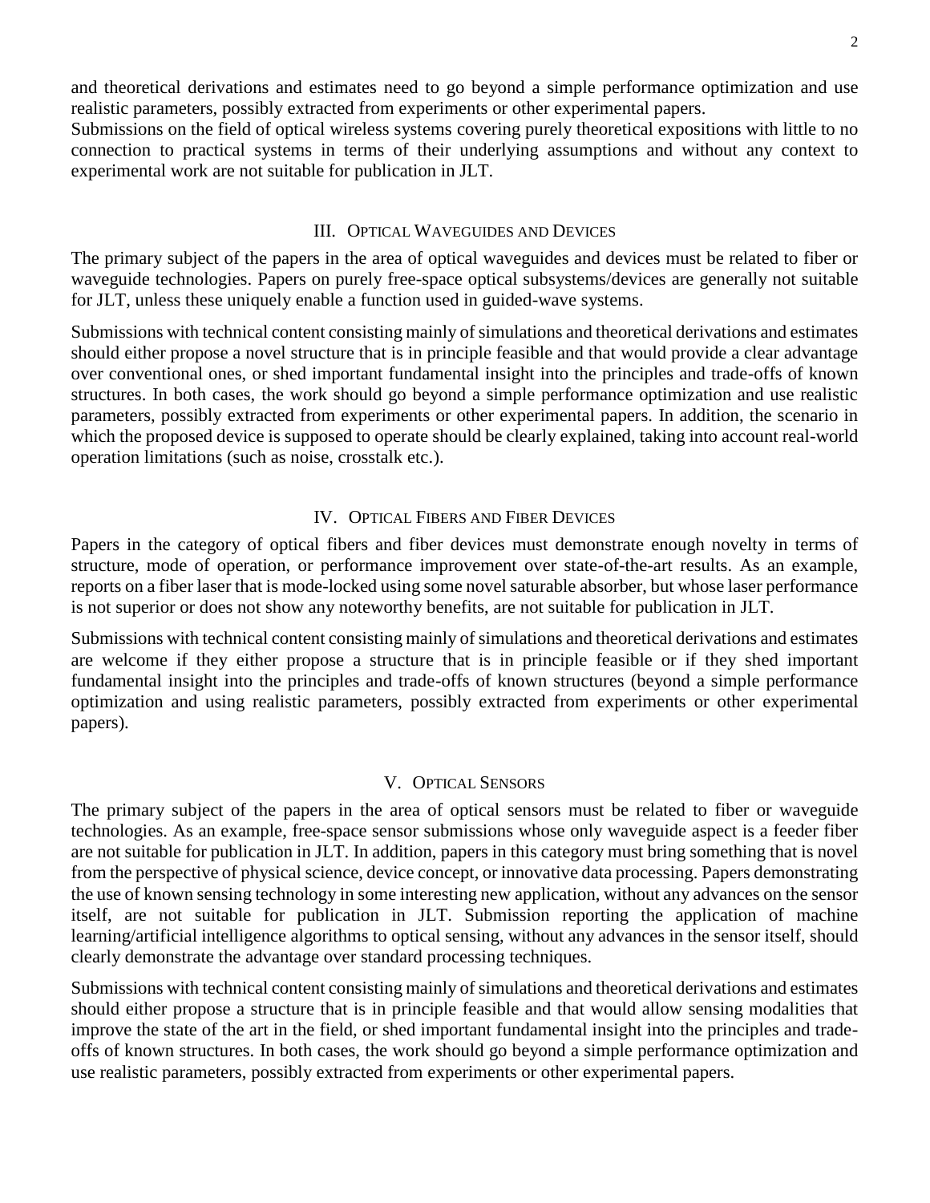and theoretical derivations and estimates need to go beyond a simple performance optimization and use realistic parameters, possibly extracted from experiments or other experimental papers.

Submissions on the field of optical wireless systems covering purely theoretical expositions with little to no connection to practical systems in terms of their underlying assumptions and without any context to experimental work are not suitable for publication in JLT.

## III. Optical Waveguides and Devices

The primary subject of the papers in the area of optical waveguides and devices must be related to fiber or waveguide technologies. Papers on purely free-space optical subsystems/devices are generally not suitable for JLT, unless these uniquely enable a function used in guided-wave systems.

Submissions with technical content consisting mainly of simulations and theoretical derivations and estimates should either propose a novel structure that is in principle feasible and that would provide a clear advantage over conventional ones, or shed important fundamental insight into the principles and trade-offs of known structures. In both cases, the work should go beyond a simple performance optimization and use realistic parameters, possibly extracted from experiments or other experimental papers. In addition, the scenario in which the proposed device is supposed to operate should be clearly explained, taking into account real-world operation limitations (such as noise, crosstalk etc.).

## IV. Optical Fibers and Fiber Devices

Papers in the category of optical fibers and fiber devices must demonstrate enough novelty in terms of structure, mode of operation, or performance improvement over state-of-the-art results. As an example, reports on a fiber laser that is mode-locked using some novel saturable absorber, but whose laser performance is not superior or does not show any noteworthy benefits, are not suitable for publication in JLT.

Submissions with technical content consisting mainly of simulations and theoretical derivations and estimates are welcome if they either propose a structure that is in principle feasible or if they shed important fundamental insight into the principles and trade-offs of known structures (beyond a simple performance optimization and using realistic parameters, possibly extracted from experiments or other experimental papers).

## V. Optical Sensors

The primary subject of the papers in the area of optical sensors must be related to fiber or waveguide technologies. As an example, free-space sensor submissions whose only waveguide aspect is a feeder fiber are not suitable for publication in JLT. In addition, papers in this category must bring something that is novel from the perspective of physical science, device concept, or innovative data processing. Papers demonstrating the use of known sensing technology in some interesting new application, without any advances on the sensor itself, are not suitable for publication in JLT. Submission reporting the application of machine learning/artificial intelligence algorithms to optical sensing, without any advances in the sensor itself, should clearly demonstrate the advantage over standard processing techniques.

Submissions with technical content consisting mainly of simulations and theoretical derivations and estimates should either propose a structure that is in principle feasible and that would allow sensing modalities that improve the state of the art in the field, or shed important fundamental insight into the principles and trade-offs of known structures. In both cases, the work should go beyond a simple performance optimization and use realistic parameters, possibly extracted from experiments or other experimental papers.